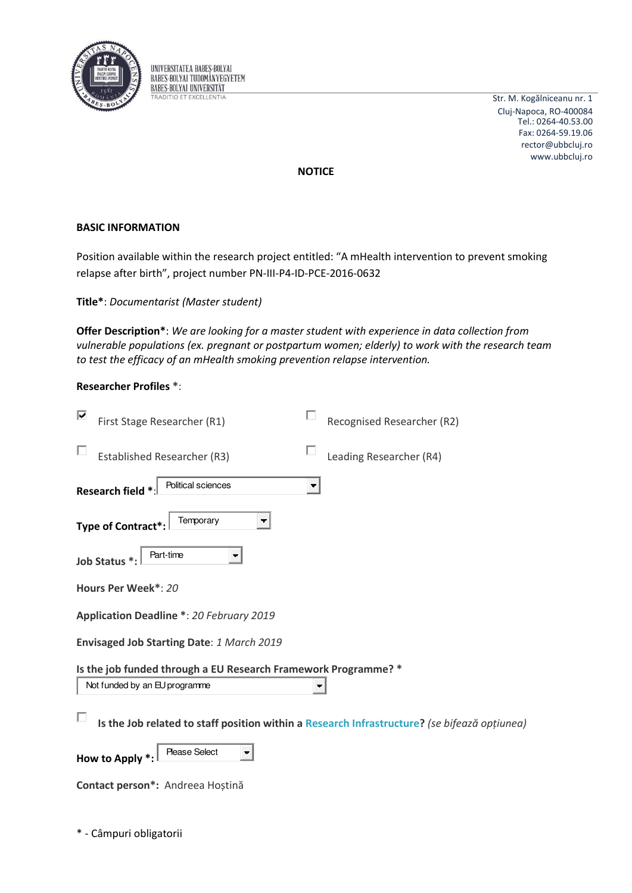UNIVERSITATEA BABEŞ-BOLYAI
BABEŞ-BOLYAI TUDOMÁNYEGYETEM
BABEŞ-BOLYAI UNIVERSITÄT
TRADITIO ET EXCELLENTIA

Str. M. Kogălniceanu nr. 1
Cluj-Napoca, RO-400084
Tel.: 0264-40.53.00
Fax: 0264-59.19.06
rector@ubbcluj.ro
www.ubbcluj.ro

**NOTICE**

**BASIC INFORMATION**

Position available within the research project entitled: "A mHealth intervention to prevent smoking relapse after birth", project number PN-III-P4-ID-PCE-2016-0632

**Title***: *Documentarist (Master student)*

**Offer Description***: *We are looking for a master student with experience in data collection from vulnerable populations (ex. pregnant or postpartum women; elderly) to work with the research team to test the efficacy of an mHealth smoking prevention relapse intervention.*

**Researcher Profiles** *:

- [x] First Stage Researcher (R1)
- [ ] Recognised Researcher (R2)
- [ ] Established Researcher (R3)
- [ ] Leading Researcher (R4)

**Research field** *: Political sciences

**Type of Contract***: Temporary

**Job Status** *: Part-time

**Hours Per Week***: *20*

**Application Deadline** *: *20 February 2019*

**Envisaged Job Starting Date**: *1 March 2019*

**Is the job funded through a EU Research Framework Programme?** *
Not funded by an EU programme

- [ ] **Is the Job related to staff position within a Research Infrastructure?** *(se bifează opțiunea)*

**How to Apply** *: Please Select

**Contact person***: Andreea Hoștină

* - Câmpuri obligatorii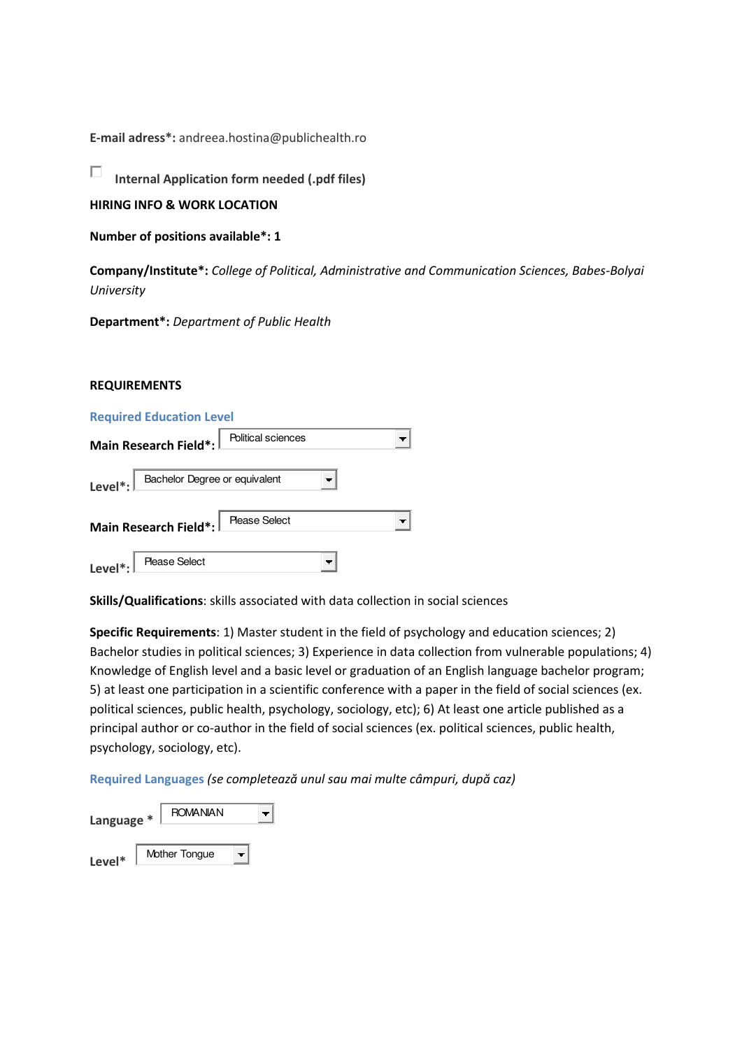**E-mail adress*:** andreea.hostina@publichealth.ro

☐ **Internal Application form needed (.pdf files)**

**HIRING INFO & WORK LOCATION**

**Number of positions available*: 1**

**Company/Institute*:** *College of Political, Administrative and Communication Sciences, Babes-Bolyai University*

**Department*:** *Department of Public Health*

**REQUIREMENTS**

**Required Education Level**

**Main Research Field*:** Political sciences

**Level*:** Bachelor Degree or equivalent

**Main Research Field*:** Please Select

**Level*:** Please Select

**Skills/Qualifications**: skills associated with data collection in social sciences

**Specific Requirements**: 1) Master student in the field of psychology and education sciences; 2) Bachelor studies in political sciences; 3) Experience in data collection from vulnerable populations; 4) Knowledge of English level and a basic level or graduation of an English language bachelor program; 5) at least one participation in a scientific conference with a paper in the field of social sciences (ex. political sciences, public health, psychology, sociology, etc); 6) At least one article published as a principal author or co-author in the field of social sciences (ex. political sciences, public health, psychology, sociology, etc).

**Required Languages** *(se completează unul sau mai multe câmpuri, după caz)*

**Language *** ROMANIAN

**Level*** Mother Tongue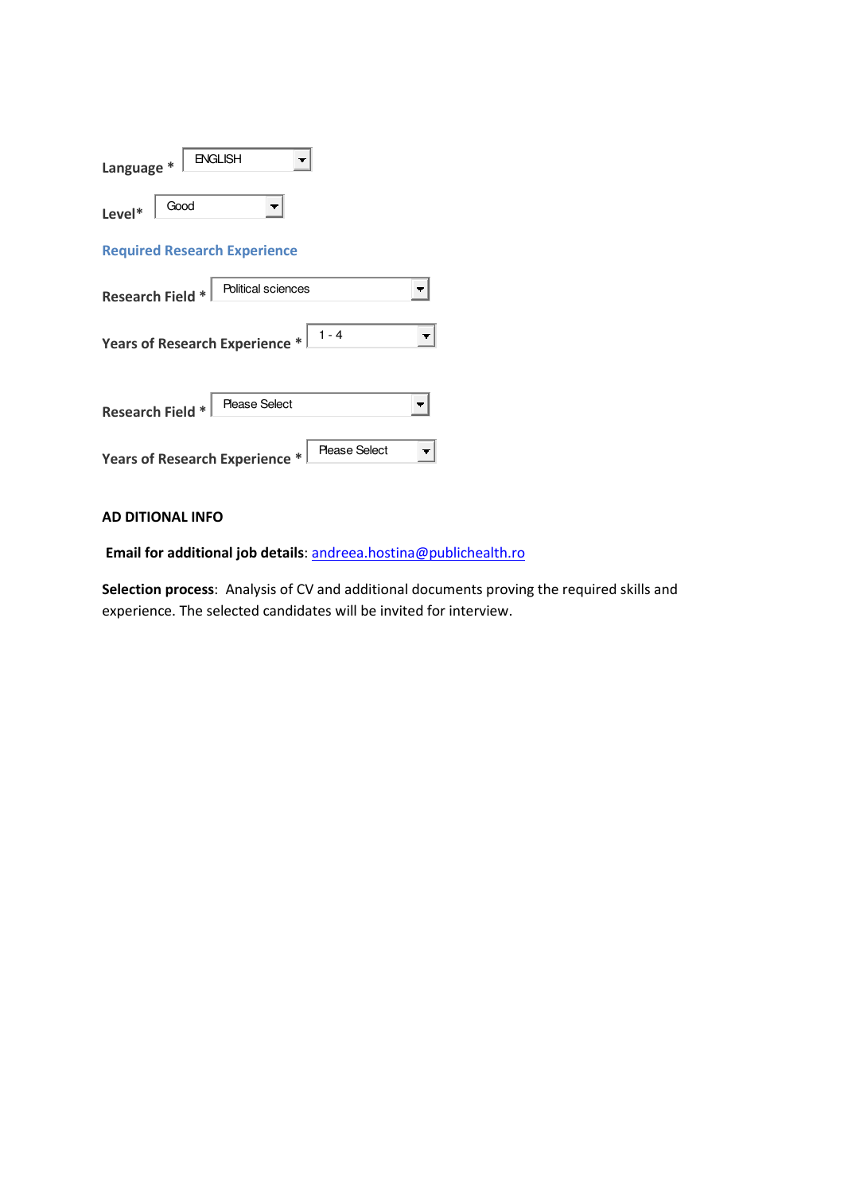Language * ENGLISH

Level* Good

**Required Research Experience**

Research Field * Political sciences

Years of Research Experience * 1 - 4

Research Field * Please Select

Years of Research Experience * Please Select

**AD DITIONAL INFO**

**Email for additional job details**: andreea.hostina@publichealth.ro

**Selection process**: Analysis of CV and additional documents proving the required skills and experience. The selected candidates will be invited for interview.